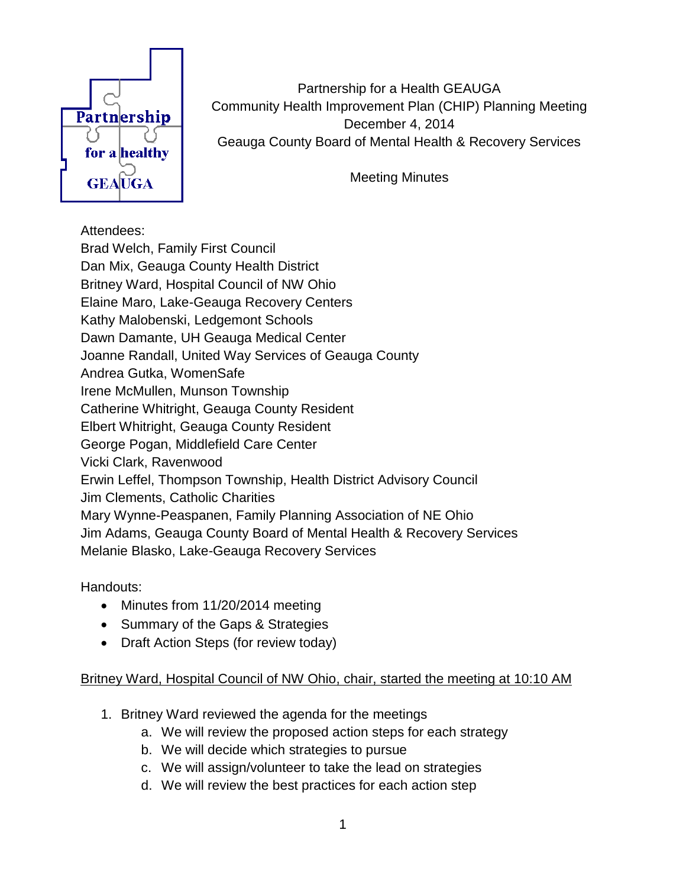Partnership for a Health GEAUGA
Community Health Improvement Plan (CHIP) Planning Meeting
December 4, 2014
Geauga County Board of Mental Health & Recovery Services

Meeting Minutes

Attendees:
Brad Welch, Family First Council
Dan Mix, Geauga County Health District
Britney Ward, Hospital Council of NW Ohio
Elaine Maro, Lake-Geauga Recovery Centers
Kathy Malobenski, Ledgemont Schools
Dawn Damante, UH Geauga Medical Center
Joanne Randall, United Way Services of Geauga County
Andrea Gutka, WomenSafe
Irene McMullen, Munson Township
Catherine Whitright, Geauga County Resident
Elbert Whitright, Geauga County Resident
George Pogan, Middlefield Care Center
Vicki Clark, Ravenwood
Erwin Leffel, Thompson Township, Health District Advisory Council
Jim Clements, Catholic Charities
Mary Wynne-Peaspanen, Family Planning Association of NE Ohio
Jim Adams, Geauga County Board of Mental Health & Recovery Services
Melanie Blasko, Lake-Geauga Recovery Services

Handouts:

- Minutes from 11/20/2014 meeting
- Summary of the Gaps & Strategies
- Draft Action Steps (for review today)

Britney Ward, Hospital Council of NW Ohio, chair, started the meeting at 10:10 AM

1. Britney Ward reviewed the agenda for the meetings
   a. We will review the proposed action steps for each strategy
   b. We will decide which strategies to pursue
   c. We will assign/volunteer to take the lead on strategies
   d. We will review the best practices for each action step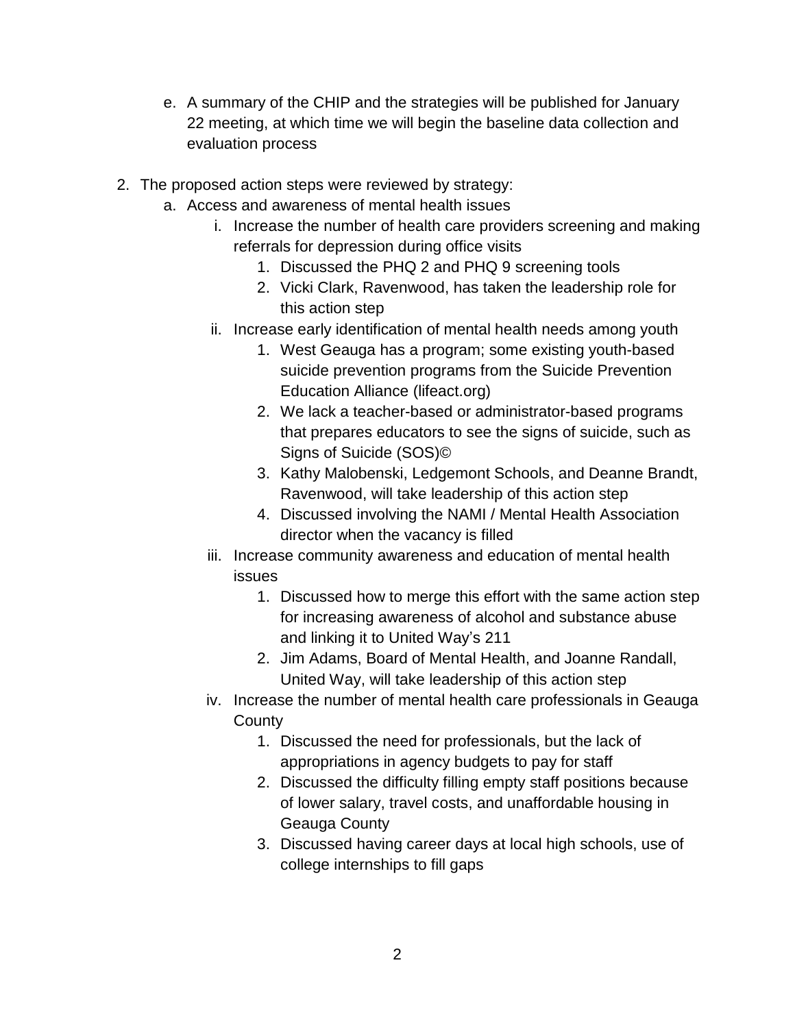e. A summary of the CHIP and the strategies will be published for January 22 meeting, at which time we will begin the baseline data collection and evaluation process

2. The proposed action steps were reviewed by strategy:
   a. Access and awareness of mental health issues
      i. Increase the number of health care providers screening and making referrals for depression during office visits
         1. Discussed the PHQ 2 and PHQ 9 screening tools
         2. Vicki Clark, Ravenwood, has taken the leadership role for this action step
      ii. Increase early identification of mental health needs among youth
         1. West Geauga has a program; some existing youth-based suicide prevention programs from the Suicide Prevention Education Alliance (lifeact.org)
         2. We lack a teacher-based or administrator-based programs that prepares educators to see the signs of suicide, such as Signs of Suicide (SOS)©
         3. Kathy Malobenski, Ledgemont Schools, and Deanne Brandt, Ravenwood, will take leadership of this action step
         4. Discussed involving the NAMI / Mental Health Association director when the vacancy is filled
      iii. Increase community awareness and education of mental health issues
         1. Discussed how to merge this effort with the same action step for increasing awareness of alcohol and substance abuse and linking it to United Way's 211
         2. Jim Adams, Board of Mental Health, and Joanne Randall, United Way, will take leadership of this action step
      iv. Increase the number of mental health care professionals in Geauga County
         1. Discussed the need for professionals, but the lack of appropriations in agency budgets to pay for staff
         2. Discussed the difficulty filling empty staff positions because of lower salary, travel costs, and unaffordable housing in Geauga County
         3. Discussed having career days at local high schools, use of college internships to fill gaps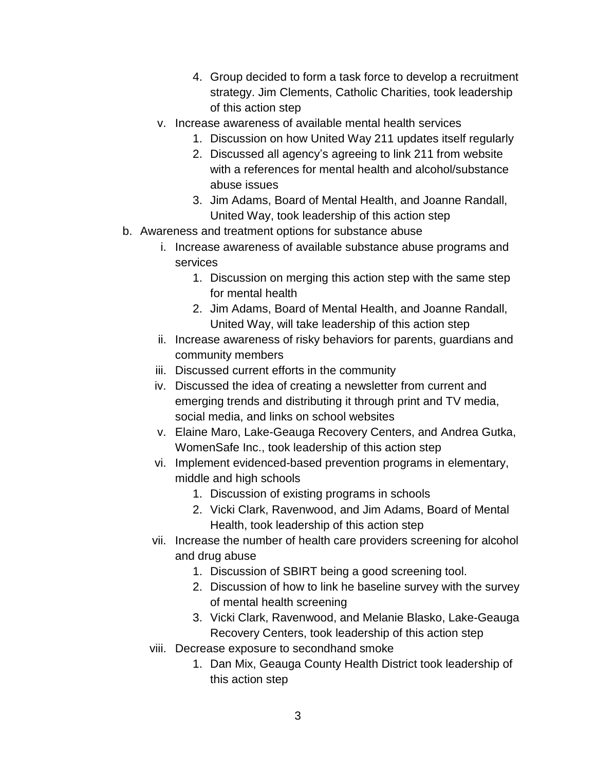4. Group decided to form a task force to develop a recruitment strategy. Jim Clements, Catholic Charities, took leadership of this action step

v. Increase awareness of available mental health services
   1. Discussion on how United Way 211 updates itself regularly
   2. Discussed all agency's agreeing to link 211 from website with a references for mental health and alcohol/substance abuse issues
   3. Jim Adams, Board of Mental Health, and Joanne Randall, United Way, took leadership of this action step

b. Awareness and treatment options for substance abuse
   i. Increase awareness of available substance abuse programs and services
      1. Discussion on merging this action step with the same step for mental health
      2. Jim Adams, Board of Mental Health, and Joanne Randall, United Way, will take leadership of this action step
   ii. Increase awareness of risky behaviors for parents, guardians and community members
   iii. Discussed current efforts in the community
   iv. Discussed the idea of creating a newsletter from current and emerging trends and distributing it through print and TV media, social media, and links on school websites
   v. Elaine Maro, Lake-Geauga Recovery Centers, and Andrea Gutka, WomenSafe Inc., took leadership of this action step
   vi. Implement evidenced-based prevention programs in elementary, middle and high schools
      1. Discussion of existing programs in schools
      2. Vicki Clark, Ravenwood, and Jim Adams, Board of Mental Health, took leadership of this action step
   vii. Increase the number of health care providers screening for alcohol and drug abuse
      1. Discussion of SBIRT being a good screening tool.
      2. Discussion of how to link he baseline survey with the survey of mental health screening
      3. Vicki Clark, Ravenwood, and Melanie Blasko, Lake-Geauga Recovery Centers, took leadership of this action step
   viii. Decrease exposure to secondhand smoke
      1. Dan Mix, Geauga County Health District took leadership of this action step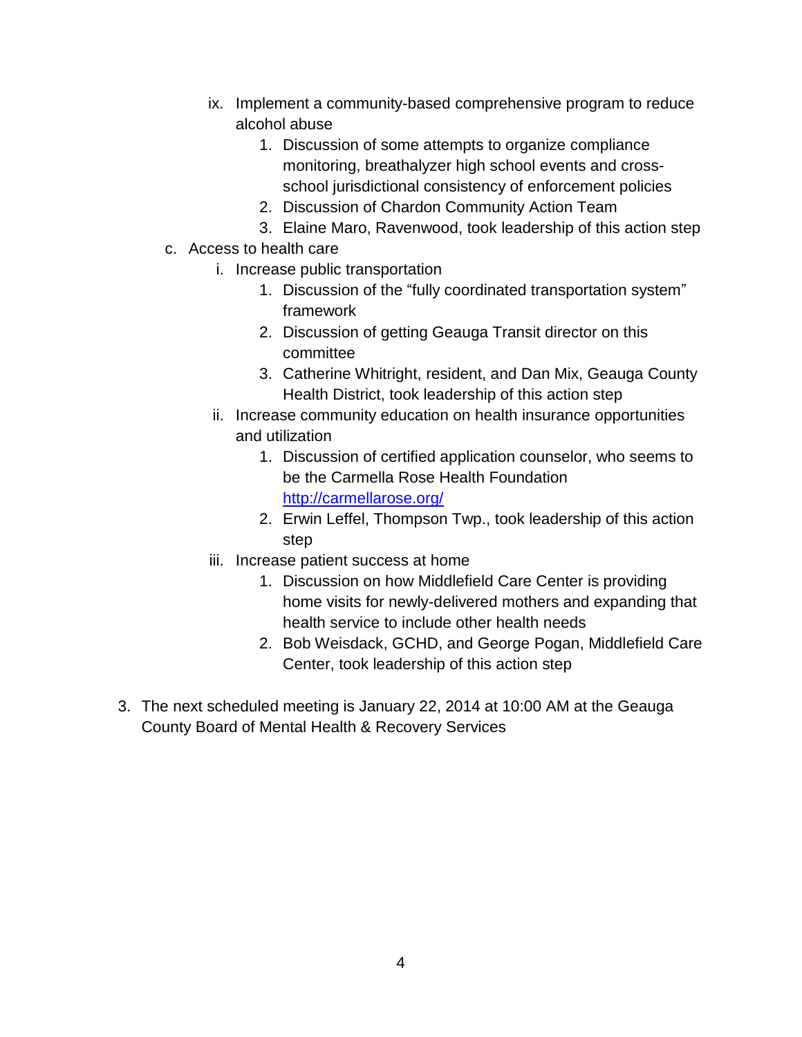ix. Implement a community-based comprehensive program to reduce alcohol abuse
      1. Discussion of some attempts to organize compliance monitoring, breathalyzer high school events and cross-school jurisdictional consistency of enforcement policies
      2. Discussion of Chardon Community Action Team
      3. Elaine Maro, Ravenwood, took leadership of this action step

c. Access to health care
   i. Increase public transportation
      1. Discussion of the "fully coordinated transportation system" framework
      2. Discussion of getting Geauga Transit director on this committee
      3. Catherine Whitright, resident, and Dan Mix, Geauga County Health District, took leadership of this action step
   ii. Increase community education on health insurance opportunities and utilization
      1. Discussion of certified application counselor, who seems to be the Carmella Rose Health Foundation [http://carmellarose.org/](http://carmellarose.org/)
      2. Erwin Leffel, Thompson Twp., took leadership of this action step
   iii. Increase patient success at home
      1. Discussion on how Middlefield Care Center is providing home visits for newly-delivered mothers and expanding that health service to include other health needs
      2. Bob Weisdack, GCHD, and George Pogan, Middlefield Care Center, took leadership of this action step

3. The next scheduled meeting is January 22, 2014 at 10:00 AM at the Geauga County Board of Mental Health & Recovery Services